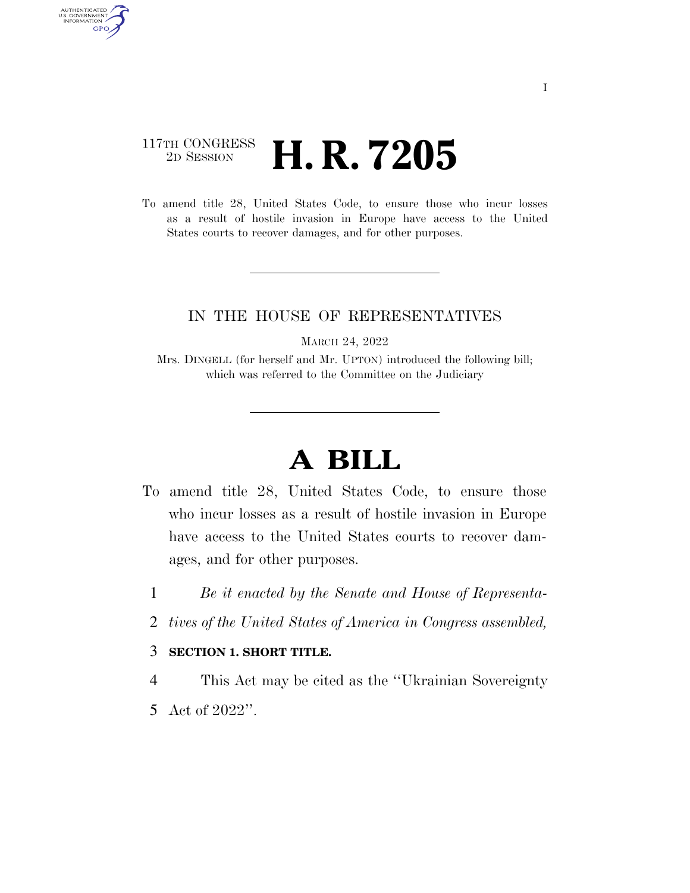117TH CONGRESS
2D SESSION

# H. R. 7205

To amend title 28, United States Code, to ensure those who incur losses as a result of hostile invasion in Europe have access to the United States courts to recover damages, and for other purposes.

---

IN THE HOUSE OF REPRESENTATIVES

MARCH 24, 2022

Mrs. DINGELL (for herself and Mr. UPTON) introduced the following bill; which was referred to the Committee on the Judiciary

---

# A BILL

To amend title 28, United States Code, to ensure those who incur losses as a result of hostile invasion in Europe have access to the United States courts to recover damages, and for other purposes.

1 *Be it enacted by the Senate and House of Representa-*
2 *tives of the United States of America in Congress assembled,*

3 **SECTION 1. SHORT TITLE.**

4 This Act may be cited as the "Ukrainian Sovereignty
5 Act of 2022".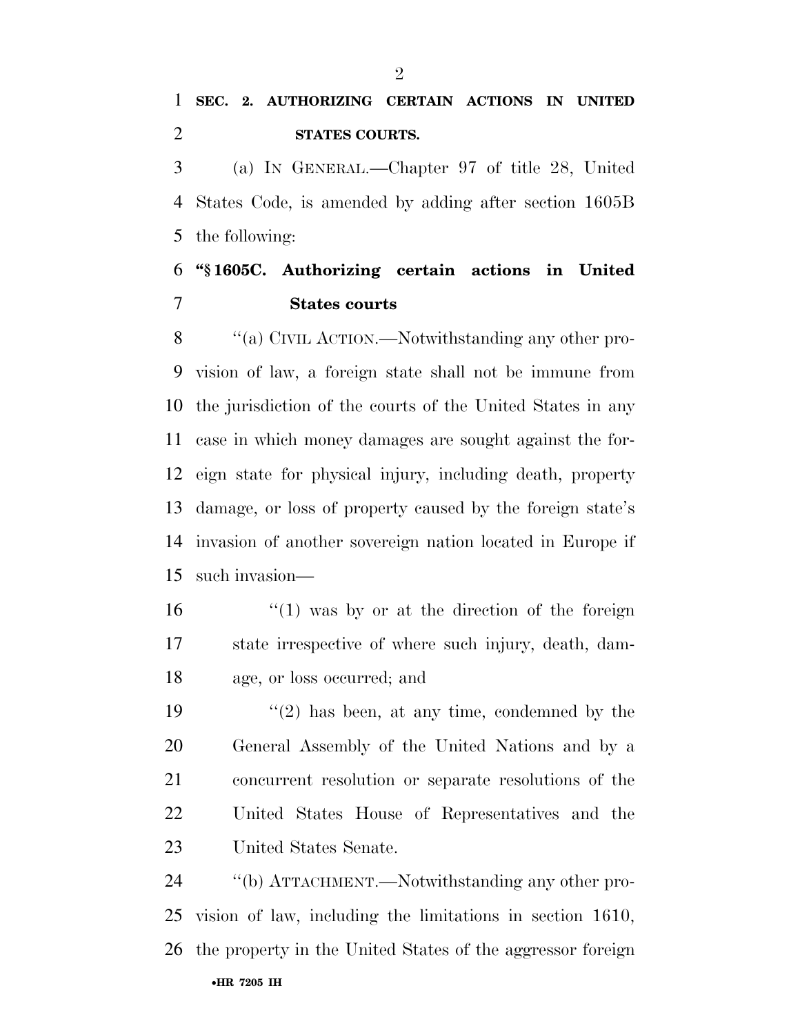**SEC. 2. AUTHORIZING CERTAIN ACTIONS IN UNITED STATES COURTS.**

(a) IN GENERAL.—Chapter 97 of title 28, United States Code, is amended by adding after section 1605B the following:

**"§ 1605C. Authorizing certain actions in United States courts**

"(a) CIVIL ACTION.—Notwithstanding any other provision of law, a foreign state shall not be immune from the jurisdiction of the courts of the United States in any case in which money damages are sought against the foreign state for physical injury, including death, property damage, or loss of property caused by the foreign state's invasion of another sovereign nation located in Europe if such invasion—

"(1) was by or at the direction of the foreign state irrespective of where such injury, death, damage, or loss occurred; and

"(2) has been, at any time, condemned by the General Assembly of the United Nations and by a concurrent resolution or separate resolutions of the United States House of Representatives and the United States Senate.

"(b) ATTACHMENT.—Notwithstanding any other provision of law, including the limitations in section 1610, the property in the United States of the aggressor foreign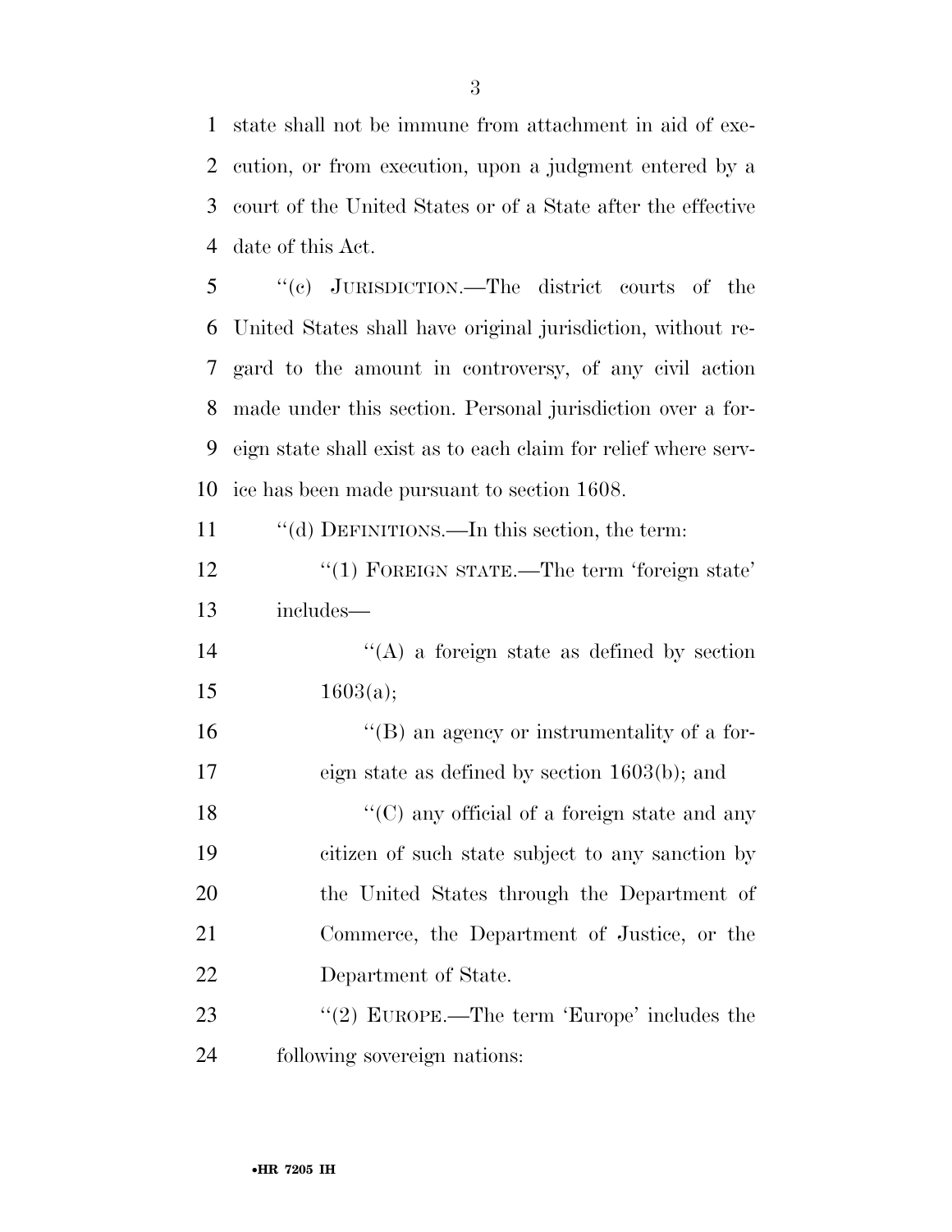state shall not be immune from attachment in aid of execution, or from execution, upon a judgment entered by a court of the United States or of a State after the effective date of this Act.

"(c) JURISDICTION.—The district courts of the United States shall have original jurisdiction, without regard to the amount in controversy, of any civil action made under this section. Personal jurisdiction over a foreign state shall exist as to each claim for relief where service has been made pursuant to section 1608.

"(d) DEFINITIONS.—In this section, the term:

"(1) FOREIGN STATE.—The term 'foreign state' includes—

"(A) a foreign state as defined by section 1603(a);

"(B) an agency or instrumentality of a foreign state as defined by section 1603(b); and

"(C) any official of a foreign state and any citizen of such state subject to any sanction by the United States through the Department of Commerce, the Department of Justice, or the Department of State.

"(2) EUROPE.—The term 'Europe' includes the following sovereign nations: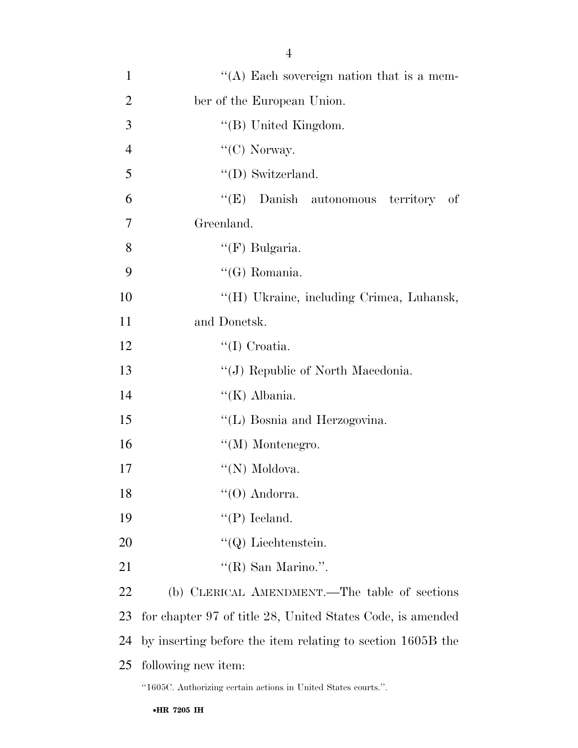"(A) Each sovereign nation that is a member of the European Union.

"(B) United Kingdom.

"(C) Norway.

"(D) Switzerland.

"(E) Danish autonomous territory of Greenland.

"(F) Bulgaria.

"(G) Romania.

"(H) Ukraine, including Crimea, Luhansk, and Donetsk.

"(I) Croatia.

"(J) Republic of North Macedonia.

"(K) Albania.

"(L) Bosnia and Herzogovina.

"(M) Montenegro.

"(N) Moldova.

"(O) Andorra.

"(P) Iceland.

"(Q) Liechtenstein.

"(R) San Marino.".

(b) CLERICAL AMENDMENT.—The table of sections for chapter 97 of title 28, United States Code, is amended by inserting before the item relating to section 1605B the following new item:

"1605C. Authorizing certain actions in United States courts.".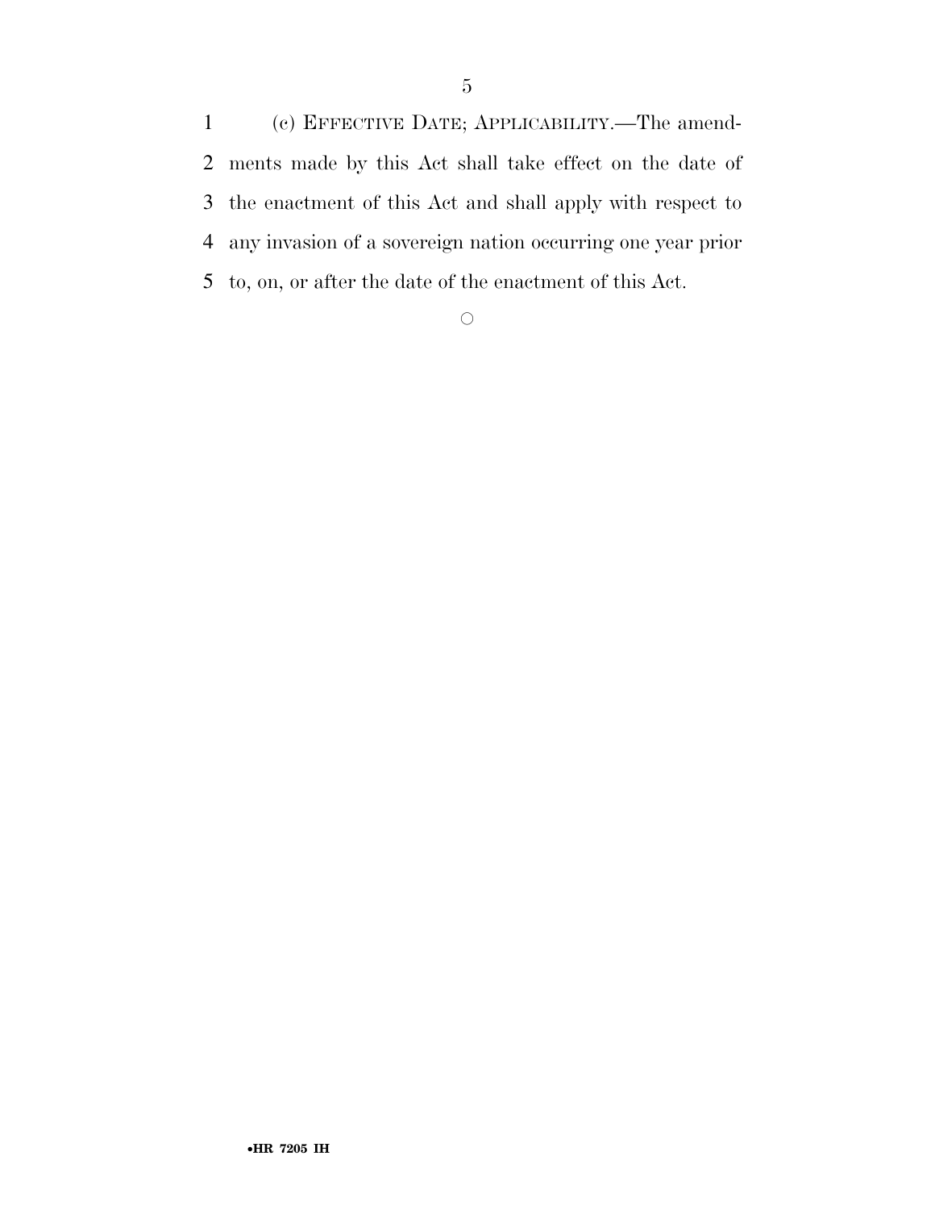(c) EFFECTIVE DATE; APPLICABILITY.—The amendments made by this Act shall take effect on the date of the enactment of this Act and shall apply with respect to any invasion of a sovereign nation occurring one year prior to, on, or after the date of the enactment of this Act.

○